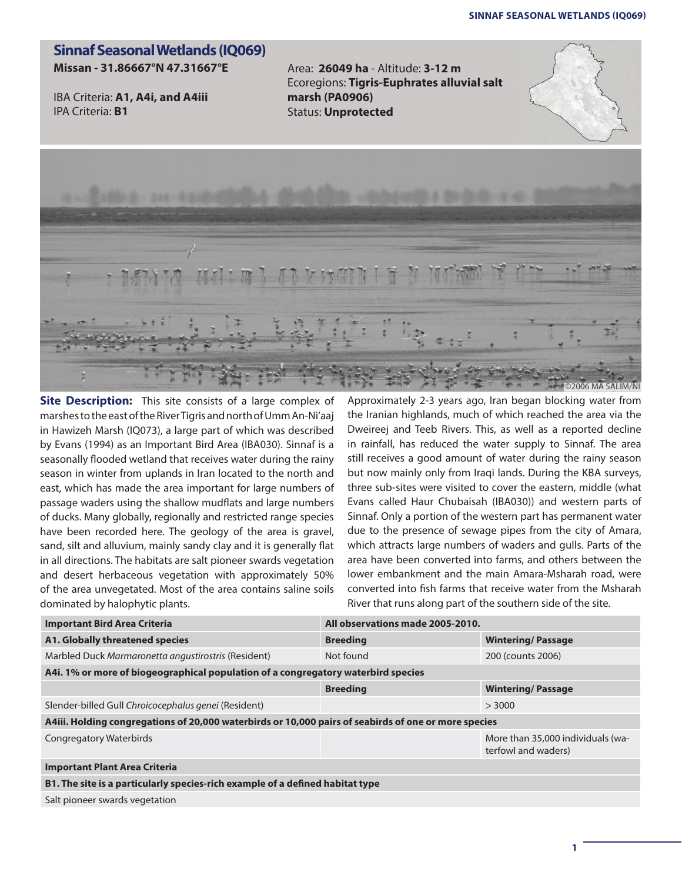# Sinnaf Seasonal Wetlands (IQ069)

**Missan - 31.86667°N 47.31667°E**

IBA Criteria: **A1, A4i, and A4iii**
IPA Criteria: **B1**

Area: **26049 ha** - Altitude: **3-12 m**
Ecoregions: **Tigris-Euphrates alluvial salt marsh (PA0906)**
Status: **Unprotected**

©2006 MA SALIM/NI

**Site Description:** This site consists of a large complex of marshes to the east of the River Tigris and north of Umm An-Ni'aaj in Hawizeh Marsh (IQ073), a large part of which was described by Evans (1994) as an Important Bird Area (IBA030). Sinnaf is a seasonally flooded wetland that receives water during the rainy season in winter from uplands in Iran located to the north and east, which has made the area important for large numbers of passage waders using the shallow mudflats and large numbers of ducks. Many globally, regionally and restricted range species have been recorded here. The geology of the area is gravel, sand, silt and alluvium, mainly sandy clay and it is generally flat in all directions. The habitats are salt pioneer swards vegetation and desert herbaceous vegetation with approximately 50% of the area unvegetated. Most of the area contains saline soils dominated by halophytic plants. Approximately 2-3 years ago, Iran began blocking water from the Iranian highlands, much of which reached the area via the Dweireej and Teeb Rivers. This, as well as a reported decline in rainfall, has reduced the water supply to Sinnaf. The area still receives a good amount of water during the rainy season but now mainly only from Iraqi lands. During the KBA surveys, three sub-sites were visited to cover the eastern, middle (what Evans called Haur Chubaisah (IBA030)) and western parts of Sinnaf. Only a portion of the western part has permanent water due to the presence of sewage pipes from the city of Amara, which attracts large numbers of waders and gulls. Parts of the area have been converted into farms, and others between the lower embankment and the main Amara-Msharah road, were converted into fish farms that receive water from the Msharah River that runs along part of the southern side of the site.

| **Important Bird Area Criteria** | **All observations made 2005-2010.** | |
|---|---|---|
| **A1. Globally threatened species** | **Breeding** | **Wintering/ Passage** |
| Marbled Duck *Marmaronetta angustirostris* (Resident) | Not found | 200 (counts 2006) |
| **A4i. 1% or more of biogeographical population of a congregatory waterbird species** | | |
| | **Breeding** | **Wintering/ Passage** |
| Slender-billed Gull *Chroicocephalus genei* (Resident) | | > 3000 |
| **A4iii. Holding congregations of 20,000 waterbirds or 10,000 pairs of seabirds of one or more species** | | |
| Congregatory Waterbirds | | More than 35,000 individuals (waterfowl and waders) |
| **Important Plant Area Criteria** | | |
| **B1. The site is a particularly species-rich example of a defined habitat type** | | |
| Salt pioneer swards vegetation | | |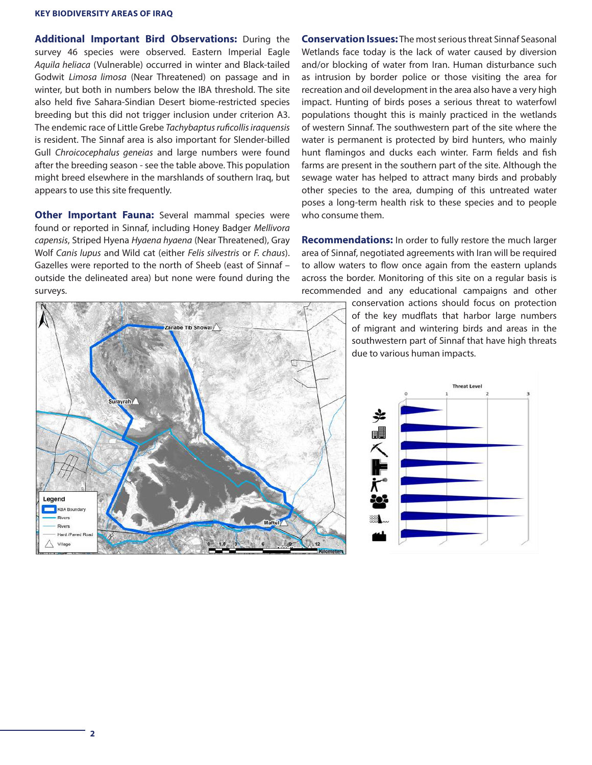**Additional Important Bird Observations:** During the survey 46 species were observed. Eastern Imperial Eagle *Aquila heliaca* (Vulnerable) occurred in winter and Black-tailed Godwit *Limosa limosa* (Near Threatened) on passage and in winter, but both in numbers below the IBA threshold. The site also held five Sahara-Sindian Desert biome-restricted species breeding but this did not trigger inclusion under criterion A3. The endemic race of Little Grebe *Tachybaptus ruficollis iraquensis* is resident. The Sinnaf area is also important for Slender-billed Gull *Chroicocephalus geneias* and large numbers were found after the breeding season - see the table above. This population might breed elsewhere in the marshlands of southern Iraq, but appears to use this site frequently.

**Other Important Fauna:** Several mammal species were found or reported in Sinnaf, including Honey Badger *Mellivora capensis*, Striped Hyena *Hyaena hyaena* (Near Threatened), Gray Wolf *Canis lupus* and Wild cat (either *Felis silvestris* or *F. chaus*). Gazelles were reported to the north of Sheeb (east of Sinnaf – outside the delineated area) but none were found during the surveys.

Zanabe Tib Showai
Surayrah
Maftul
Legend
KBA Boundary
Rivers
Rivers
Hard /Paved Road
Village
0 1.5 3 6 9 12
Kilometers

**Conservation Issues:** The most serious threat Sinnaf Seasonal Wetlands face today is the lack of water caused by diversion and/or blocking of water from Iran. Human disturbance such as intrusion by border police or those visiting the area for recreation and oil development in the area also have a very high impact. Hunting of birds poses a serious threat to waterfowl populations thought this is mainly practiced in the wetlands of western Sinnaf. The southwestern part of the site where the water is permanent is protected by bird hunters, who mainly hunt flamingos and ducks each winter. Farm fields and fish farms are present in the southern part of the site. Although the sewage water has helped to attract many birds and probably other species to the area, dumping of this untreated water poses a long-term health risk to these species and to people who consume them.

**Recommendations:** In order to fully restore the much larger area of Sinnaf, negotiated agreements with Iran will be required to allow waters to flow once again from the eastern uplands across the border. Monitoring of this site on a regular basis is recommended and any educational campaigns and other conservation actions should focus on protection of the key mudflats that harbor large numbers of migrant and wintering birds and areas in the southwestern part of Sinnaf that have high threats due to various human impacts.

Threat Level
0 1 2 3